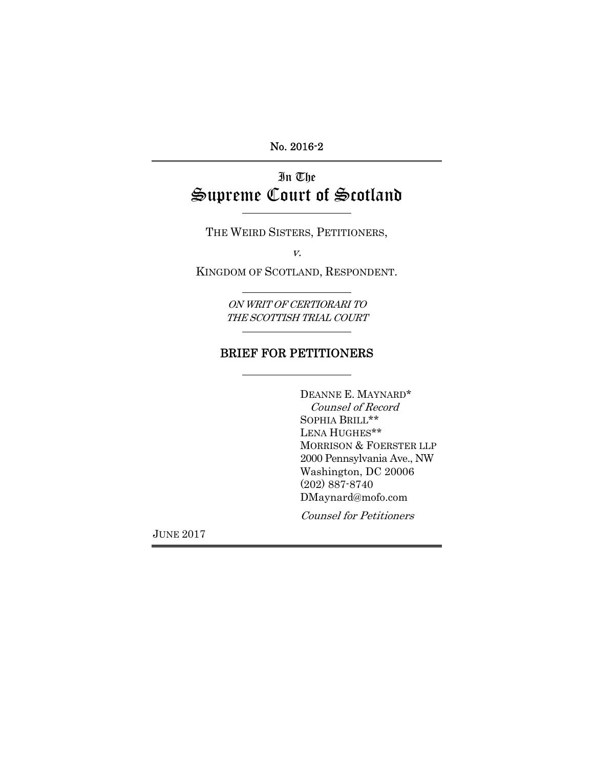No. 2016-2

# In The
# Supreme Court of Scotland

THE WEIRD SISTERS, PETITIONERS,

*v.*

KINGDOM OF SCOTLAND, RESPONDENT.

*ON WRIT OF CERTIORARI TO*
*THE SCOTTISH TRIAL COURT*

## BRIEF FOR PETITIONERS

DEANNE E. MAYNARD*
*Counsel of Record*
SOPHIA BRILL**
LENA HUGHES**
MORRISON & FOERSTER LLP
2000 Pennsylvania Ave., NW
Washington, DC 20006
(202) 887-8740
DMaynard@mofo.com

*Counsel for Petitioners*

JUNE 2017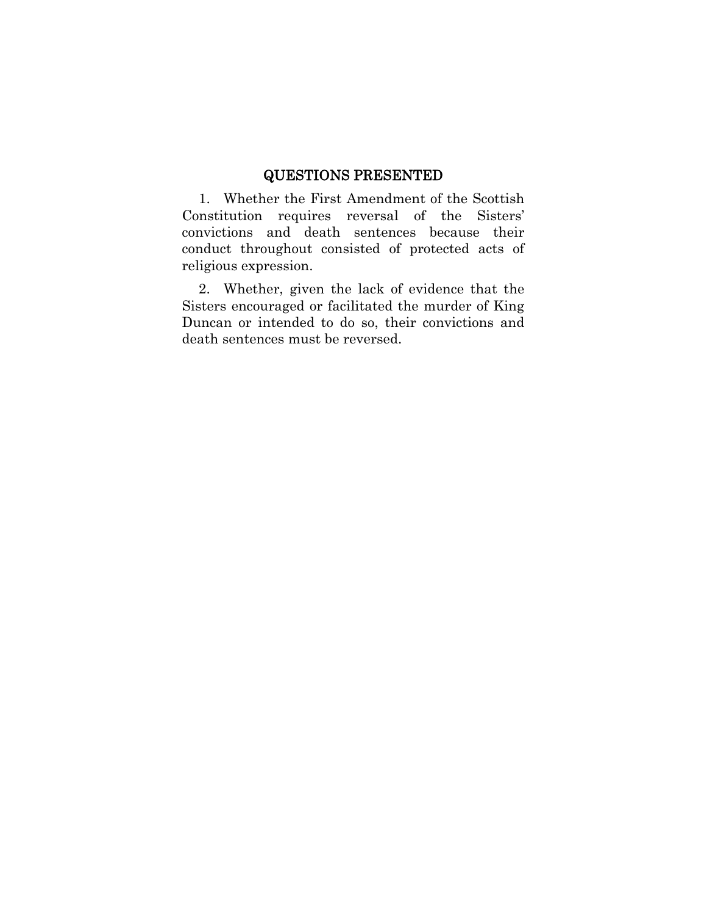## QUESTIONS PRESENTED

1. Whether the First Amendment of the Scottish Constitution requires reversal of the Sisters' convictions and death sentences because their conduct throughout consisted of protected acts of religious expression.

2. Whether, given the lack of evidence that the Sisters encouraged or facilitated the murder of King Duncan or intended to do so, their convictions and death sentences must be reversed.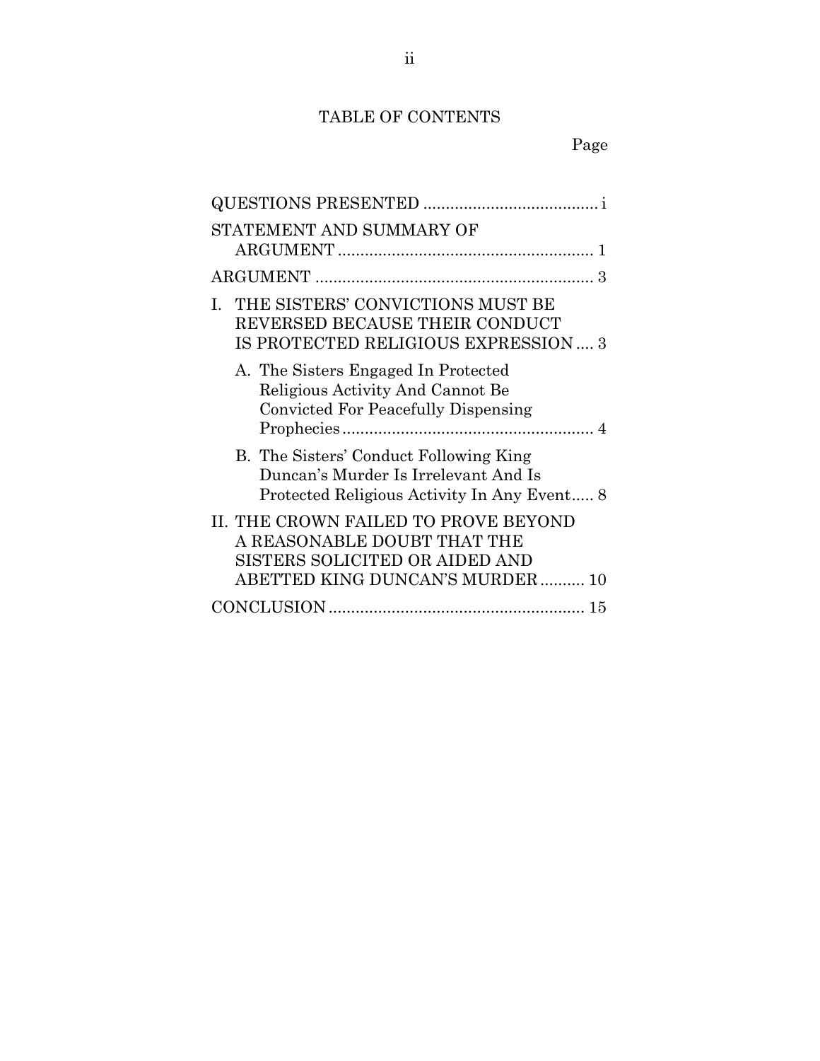# TABLE OF CONTENTS

| | Page |
|---|---|
| QUESTIONS PRESENTED | i |
| STATEMENT AND SUMMARY OF ARGUMENT | 1 |
| ARGUMENT | 3 |
| I. THE SISTERS' CONVICTIONS MUST BE REVERSED BECAUSE THEIR CONDUCT IS PROTECTED RELIGIOUS EXPRESSION | 3 |
| A. The Sisters Engaged In Protected Religious Activity And Cannot Be Convicted For Peacefully Dispensing Prophecies | 4 |
| B. The Sisters' Conduct Following King Duncan's Murder Is Irrelevant And Is Protected Religious Activity In Any Event | 8 |
| II. THE CROWN FAILED TO PROVE BEYOND A REASONABLE DOUBT THAT THE SISTERS SOLICITED OR AIDED AND ABETTED KING DUNCAN'S MURDER | 10 |
| CONCLUSION | 15 |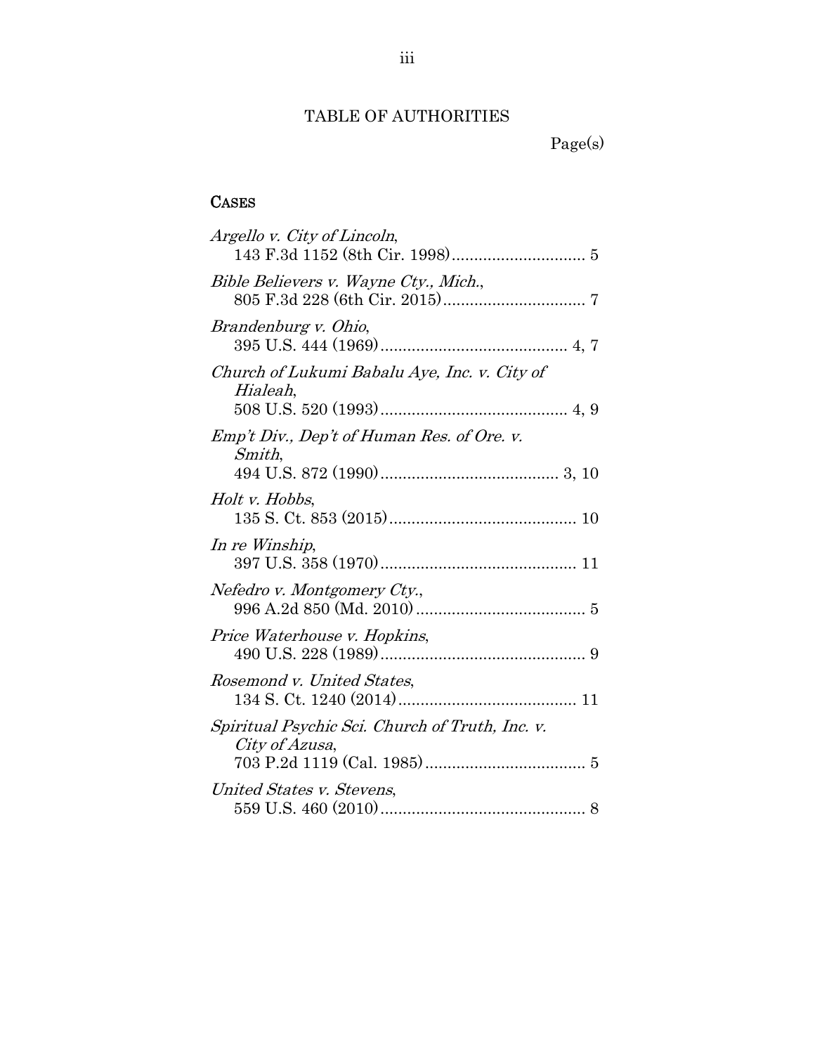# TABLE OF AUTHORITIES

Page(s)

## CASES

*Argello v. City of Lincoln*,
143 F.3d 1152 (8th Cir. 1998) .............................. 5

*Bible Believers v. Wayne Cty., Mich.*,
805 F.3d 228 (6th Cir. 2015) ................................ 7

*Brandenburg v. Ohio*,
395 U.S. 444 (1969) .......................................... 4, 7

*Church of Lukumi Babalu Aye, Inc. v. City of Hialeah*,
508 U.S. 520 (1993) .......................................... 4, 9

*Emp't Div., Dep't of Human Res. of Ore. v. Smith*,
494 U.S. 872 (1990) ........................................ 3, 10

*Holt v. Hobbs*,
135 S. Ct. 853 (2015) .......................................... 10

*In re Winship*,
397 U.S. 358 (1970) ............................................ 11

*Nefedro v. Montgomery Cty.*,
996 A.2d 850 (Md. 2010) ...................................... 5

*Price Waterhouse v. Hopkins*,
490 U.S. 228 (1989) .............................................. 9

*Rosemond v. United States*,
134 S. Ct. 1240 (2014) ........................................ 11

*Spiritual Psychic Sci. Church of Truth, Inc. v. City of Azusa*,
703 P.2d 1119 (Cal. 1985) .................................... 5

*United States v. Stevens*,
559 U.S. 460 (2010) .............................................. 8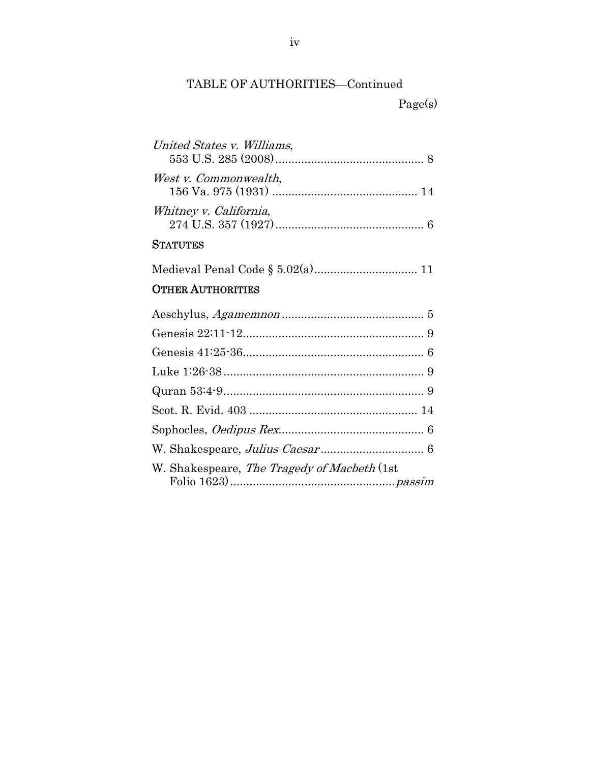## TABLE OF AUTHORITIES—Continued

Page(s)

*United States v. Williams*,
553 U.S. 285 (2008) ............................................. 8

*West v. Commonwealth*,
156 Va. 975 (1931) ............................................. 14

*Whitney v. California*,
274 U.S. 357 (1927) ............................................. 6

### STATUTES

Medieval Penal Code § 5.02(a)................................ 11

### OTHER AUTHORITIES

Aeschylus, *Agamemnon* ............................................ 5

Genesis 22:11-12........................................................ 9

Genesis 41:25-36........................................................ 6

Luke 1:26-38.............................................................. 9

Quran 53:4-9.............................................................. 9

Scot. R. Evid. 403 .................................................... 14

Sophocles, *Oedipus Rex*............................................. 6

W. Shakespeare, *Julius Caesar* ................................ 6

W. Shakespeare, *The Tragedy of Macbeth* (1st
Folio 1623)..................................................*passim*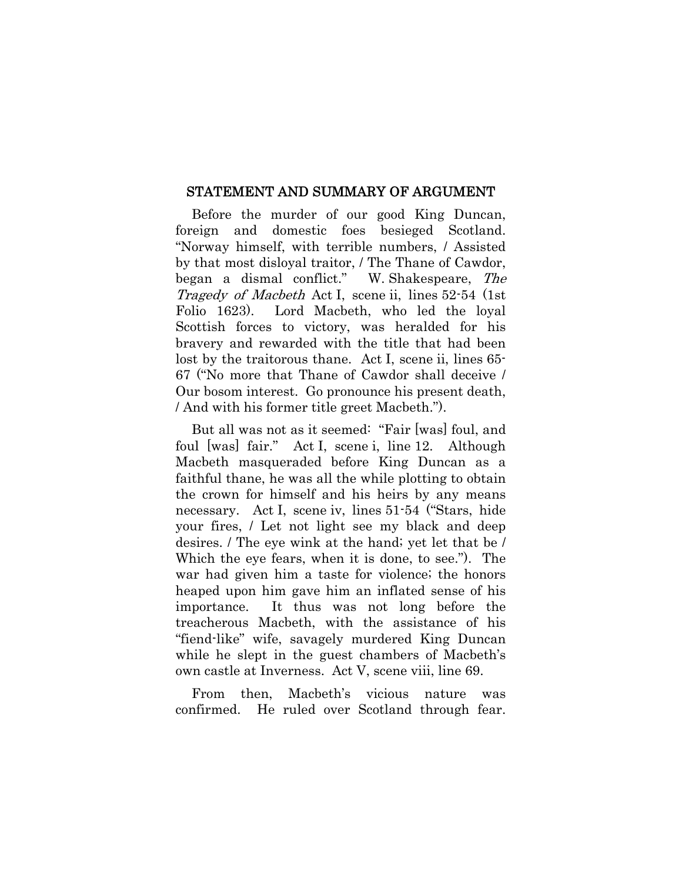## STATEMENT AND SUMMARY OF ARGUMENT

Before the murder of our good King Duncan, foreign and domestic foes besieged Scotland. "Norway himself, with terrible numbers, / Assisted by that most disloyal traitor, / The Thane of Cawdor, began a dismal conflict." W. Shakespeare, *The Tragedy of Macbeth* Act I, scene ii, lines 52-54 (1st Folio 1623). Lord Macbeth, who led the loyal Scottish forces to victory, was heralded for his bravery and rewarded with the title that had been lost by the traitorous thane. Act I, scene ii, lines 65-67 ("No more that Thane of Cawdor shall deceive / Our bosom interest. Go pronounce his present death, / And with his former title greet Macbeth.").

But all was not as it seemed: "Fair [was] foul, and foul [was] fair." Act I, scene i, line 12. Although Macbeth masqueraded before King Duncan as a faithful thane, he was all the while plotting to obtain the crown for himself and his heirs by any means necessary. Act I, scene iv, lines 51-54 ("Stars, hide your fires, / Let not light see my black and deep desires. / The eye wink at the hand; yet let that be / Which the eye fears, when it is done, to see."). The war had given him a taste for violence; the honors heaped upon him gave him an inflated sense of his importance. It thus was not long before the treacherous Macbeth, with the assistance of his "fiend-like" wife, savagely murdered King Duncan while he slept in the guest chambers of Macbeth's own castle at Inverness. Act V, scene viii, line 69.

From then, Macbeth's vicious nature was confirmed. He ruled over Scotland through fear.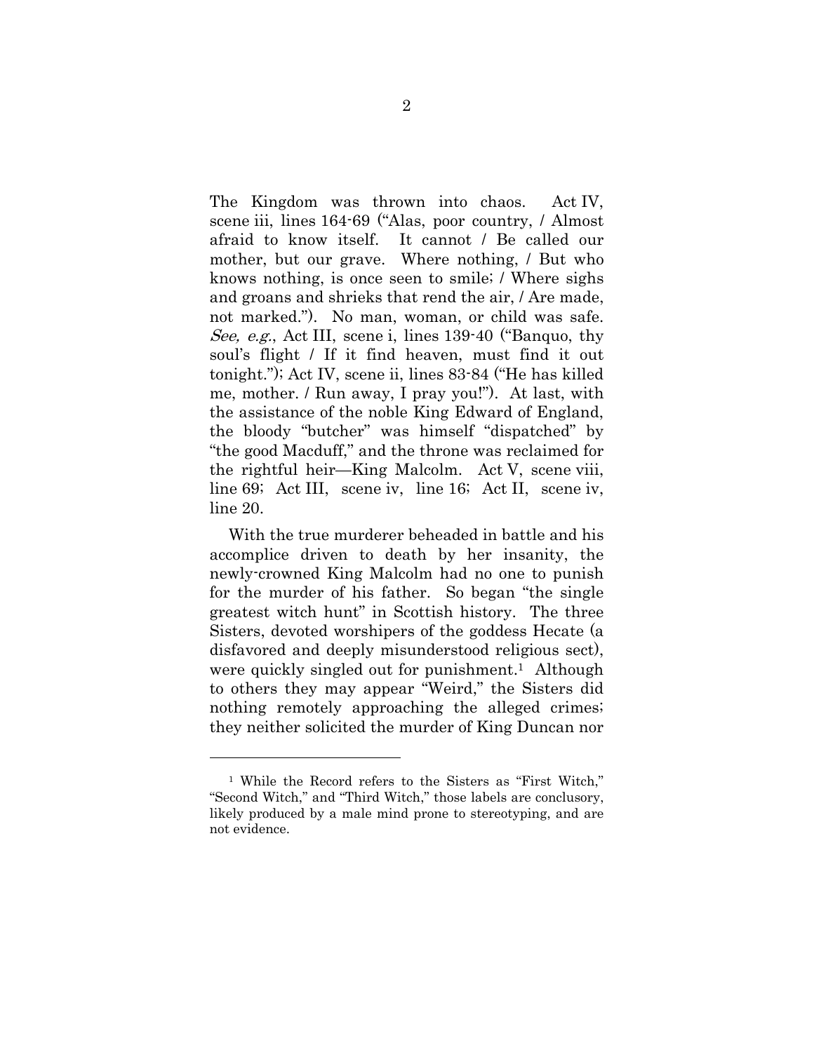The Kingdom was thrown into chaos. Act IV, scene iii, lines 164-69 ("Alas, poor country, / Almost afraid to know itself. It cannot / Be called our mother, but our grave. Where nothing, / But who knows nothing, is once seen to smile; / Where sighs and groans and shrieks that rend the air, / Are made, not marked."). No man, woman, or child was safe. *See, e.g.*, Act III, scene i, lines 139-40 ("Banquo, thy soul's flight / If it find heaven, must find it out tonight."); Act IV, scene ii, lines 83-84 ("He has killed me, mother. / Run away, I pray you!"). At last, with the assistance of the noble King Edward of England, the bloody "butcher" was himself "dispatched" by "the good Macduff," and the throne was reclaimed for the rightful heir—King Malcolm. Act V, scene viii, line 69; Act III, scene iv, line 16; Act II, scene iv, line 20.

With the true murderer beheaded in battle and his accomplice driven to death by her insanity, the newly-crowned King Malcolm had no one to punish for the murder of his father. So began "the single greatest witch hunt" in Scottish history. The three Sisters, devoted worshipers of the goddess Hecate (a disfavored and deeply misunderstood religious sect), were quickly singled out for punishment.[1] Although to others they may appear "Weird," the Sisters did nothing remotely approaching the alleged crimes; they neither solicited the murder of King Duncan nor

---

[1] While the Record refers to the Sisters as "First Witch," "Second Witch," and "Third Witch," those labels are conclusory, likely produced by a male mind prone to stereotyping, and are not evidence.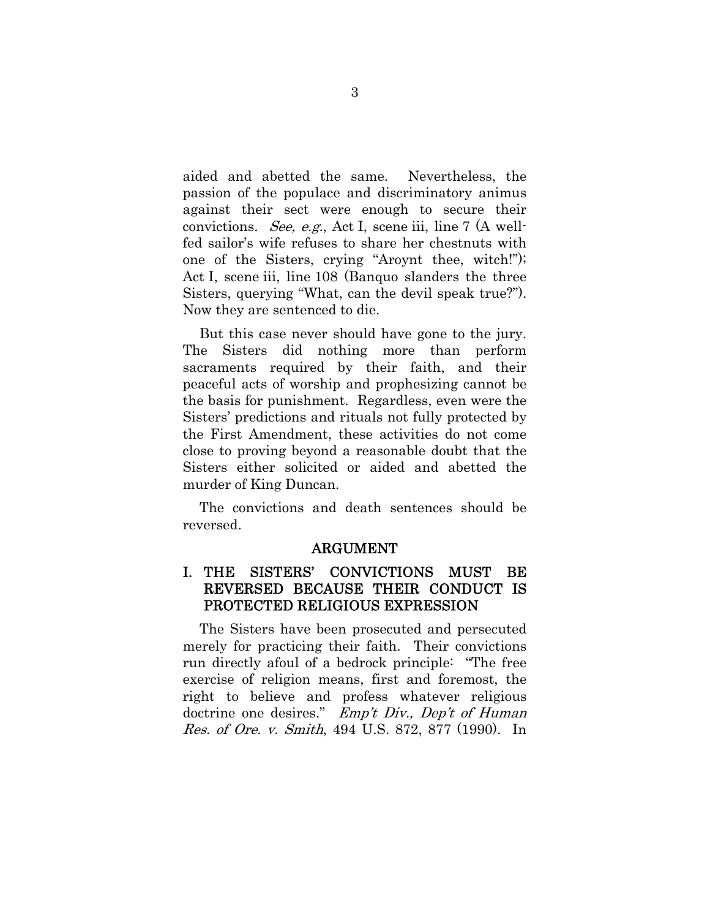aided and abetted the same. Nevertheless, the passion of the populace and discriminatory animus against their sect were enough to secure their convictions. *See, e.g.*, Act I, scene iii, line 7 (A well-fed sailor's wife refuses to share her chestnuts with one of the Sisters, crying "Aroynt thee, witch!"); Act I, scene iii, line 108 (Banquo slanders the three Sisters, querying "What, can the devil speak true?"). Now they are sentenced to die.

But this case never should have gone to the jury. The Sisters did nothing more than perform sacraments required by their faith, and their peaceful acts of worship and prophesizing cannot be the basis for punishment. Regardless, even were the Sisters' predictions and rituals not fully protected by the First Amendment, these activities do not come close to proving beyond a reasonable doubt that the Sisters either solicited or aided and abetted the murder of King Duncan.

The convictions and death sentences should be reversed.

## ARGUMENT

### I. THE SISTERS' CONVICTIONS MUST BE REVERSED BECAUSE THEIR CONDUCT IS PROTECTED RELIGIOUS EXPRESSION

The Sisters have been prosecuted and persecuted merely for practicing their faith. Their convictions run directly afoul of a bedrock principle: "The free exercise of religion means, first and foremost, the right to believe and profess whatever religious doctrine one desires." *Emp't Div., Dep't of Human Res. of Ore. v. Smith*, 494 U.S. 872, 877 (1990). In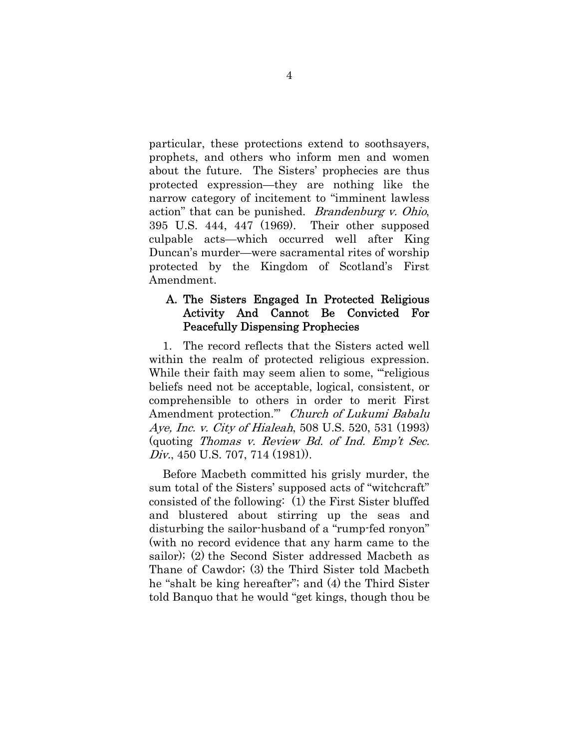particular, these protections extend to soothsayers, prophets, and others who inform men and women about the future. The Sisters' prophecies are thus protected expression—they are nothing like the narrow category of incitement to "imminent lawless action" that can be punished. *Brandenburg v. Ohio*, 395 U.S. 444, 447 (1969). Their other supposed culpable acts—which occurred well after King Duncan's murder—were sacramental rites of worship protected by the Kingdom of Scotland's First Amendment.

### A. The Sisters Engaged In Protected Religious Activity And Cannot Be Convicted For Peacefully Dispensing Prophecies

1. The record reflects that the Sisters acted well within the realm of protected religious expression. While their faith may seem alien to some, "'religious beliefs need not be acceptable, logical, consistent, or comprehensible to others in order to merit First Amendment protection.'" *Church of Lukumi Babalu Aye, Inc. v. City of Hialeah*, 508 U.S. 520, 531 (1993) (quoting *Thomas v. Review Bd. of Ind. Emp't Sec. Div.*, 450 U.S. 707, 714 (1981)).

Before Macbeth committed his grisly murder, the sum total of the Sisters' supposed acts of "witchcraft" consisted of the following: (1) the First Sister bluffed and blustered about stirring up the seas and disturbing the sailor-husband of a "rump-fed ronyon" (with no record evidence that any harm came to the sailor); (2) the Second Sister addressed Macbeth as Thane of Cawdor; (3) the Third Sister told Macbeth he "shalt be king hereafter"; and (4) the Third Sister told Banquo that he would "get kings, though thou be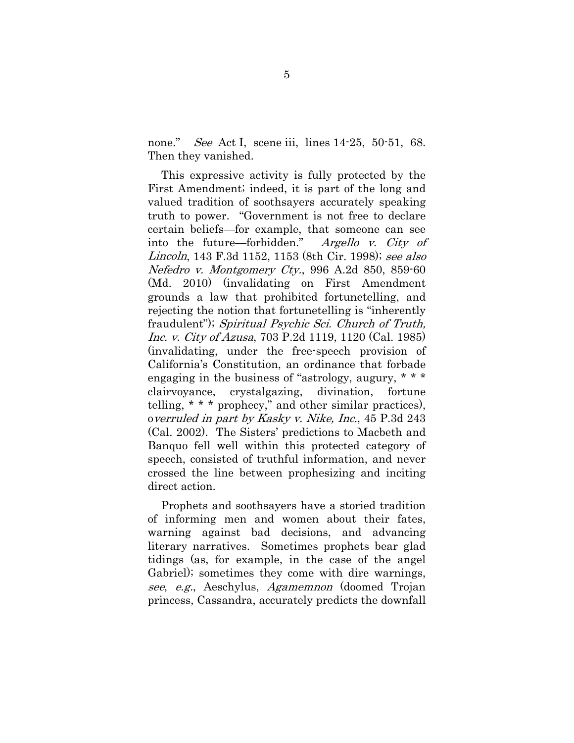none." *See* Act I, scene iii, lines 14-25, 50-51, 68. Then they vanished.

This expressive activity is fully protected by the First Amendment; indeed, it is part of the long and valued tradition of soothsayers accurately speaking truth to power. "Government is not free to declare certain beliefs—for example, that someone can see into the future—forbidden." *Argello v. City of Lincoln*, 143 F.3d 1152, 1153 (8th Cir. 1998); *see also Nefedro v. Montgomery Cty.*, 996 A.2d 850, 859-60 (Md. 2010) (invalidating on First Amendment grounds a law that prohibited fortunetelling, and rejecting the notion that fortunetelling is "inherently fraudulent"); *Spiritual Psychic Sci. Church of Truth, Inc. v. City of Azusa*, 703 P.2d 1119, 1120 (Cal. 1985) (invalidating, under the free-speech provision of California's Constitution, an ordinance that forbade engaging in the business of "astrology, augury, * * * clairvoyance, crystalgazing, divination, fortune telling, * * * prophecy," and other similar practices), *overruled in part by Kasky v. Nike, Inc.*, 45 P.3d 243 (Cal. 2002). The Sisters' predictions to Macbeth and Banquo fell well within this protected category of speech, consisted of truthful information, and never crossed the line between prophesizing and inciting direct action.

Prophets and soothsayers have a storied tradition of informing men and women about their fates, warning against bad decisions, and advancing literary narratives. Sometimes prophets bear glad tidings (as, for example, in the case of the angel Gabriel); sometimes they come with dire warnings, *see, e.g.*, Aeschylus, *Agamemnon* (doomed Trojan princess, Cassandra, accurately predicts the downfall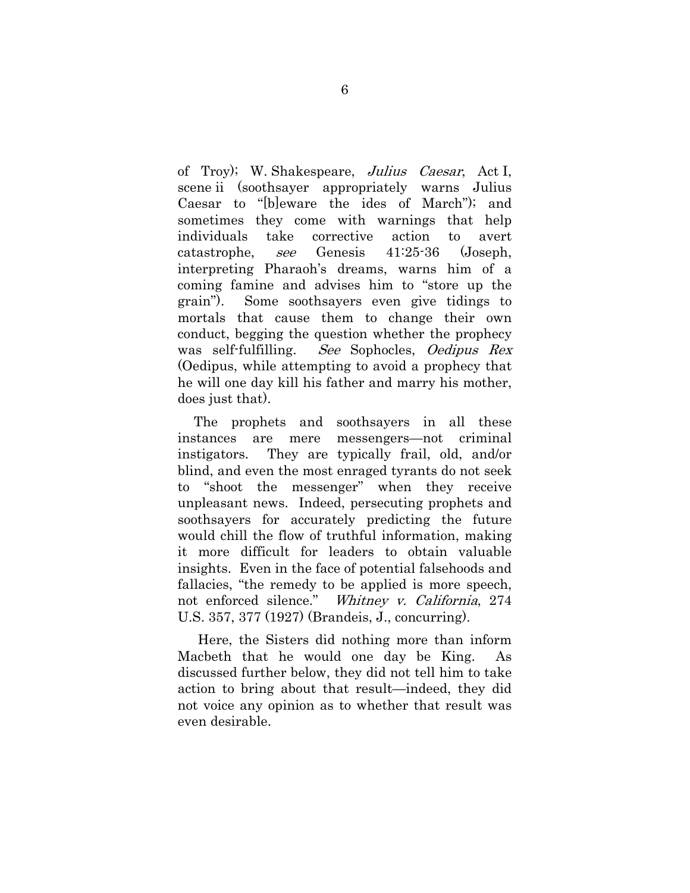of Troy); W. Shakespeare, *Julius Caesar*, Act I, scene ii (soothsayer appropriately warns Julius Caesar to "[b]eware the ides of March"); and sometimes they come with warnings that help individuals take corrective action to avert catastrophe, *see* Genesis 41:25-36 (Joseph, interpreting Pharaoh's dreams, warns him of a coming famine and advises him to "store up the grain"). Some soothsayers even give tidings to mortals that cause them to change their own conduct, begging the question whether the prophecy was self-fulfilling. *See* Sophocles, *Oedipus Rex* (Oedipus, while attempting to avoid a prophecy that he will one day kill his father and marry his mother, does just that).

The prophets and soothsayers in all these instances are mere messengers—not criminal instigators. They are typically frail, old, and/or blind, and even the most enraged tyrants do not seek to "shoot the messenger" when they receive unpleasant news. Indeed, persecuting prophets and soothsayers for accurately predicting the future would chill the flow of truthful information, making it more difficult for leaders to obtain valuable insights. Even in the face of potential falsehoods and fallacies, "the remedy to be applied is more speech, not enforced silence." *Whitney v. California*, 274 U.S. 357, 377 (1927) (Brandeis, J., concurring).

Here, the Sisters did nothing more than inform Macbeth that he would one day be King. As discussed further below, they did not tell him to take action to bring about that result—indeed, they did not voice any opinion as to whether that result was even desirable.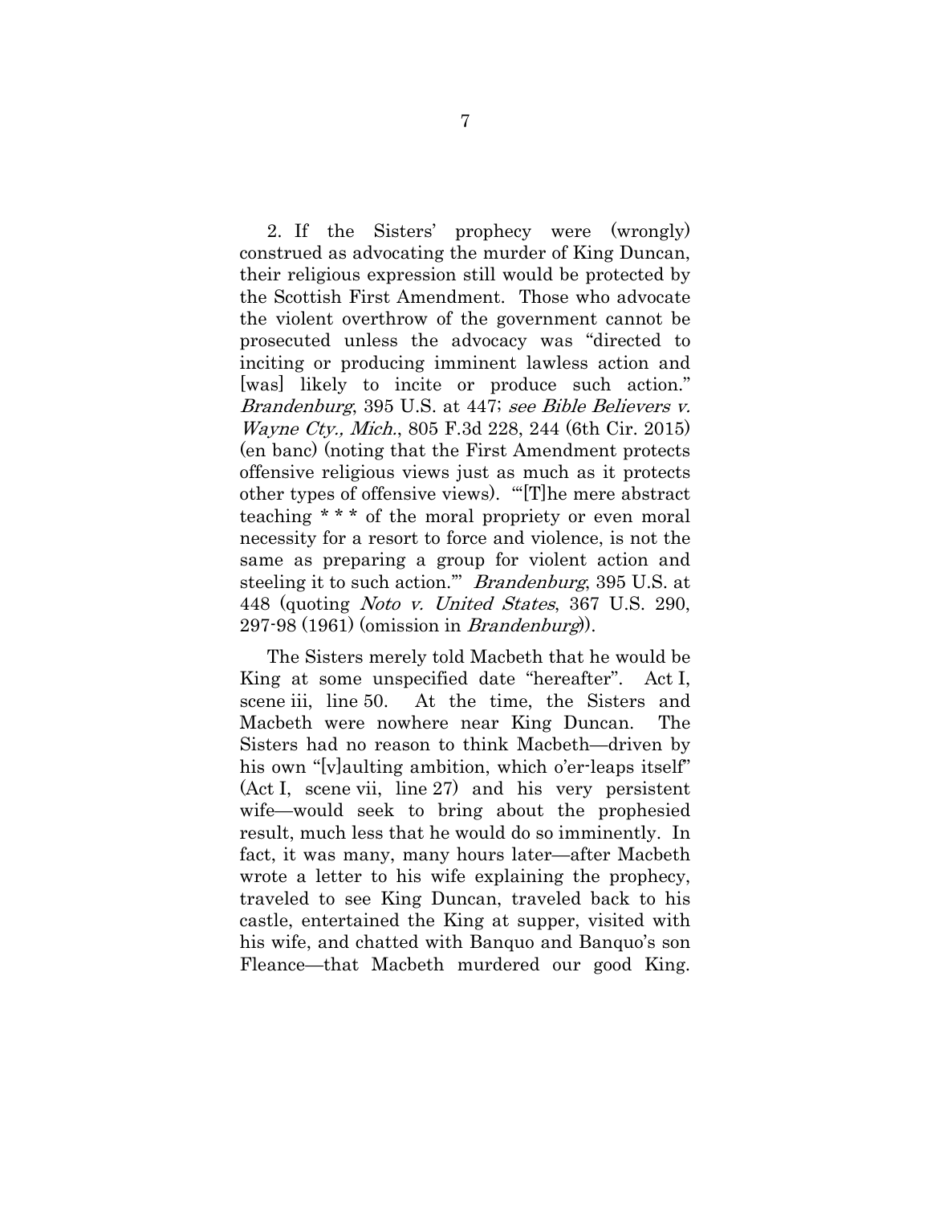2. If the Sisters' prophecy were (wrongly) construed as advocating the murder of King Duncan, their religious expression still would be protected by the Scottish First Amendment. Those who advocate the violent overthrow of the government cannot be prosecuted unless the advocacy was "directed to inciting or producing imminent lawless action and [was] likely to incite or produce such action." *Brandenburg*, 395 U.S. at 447; *see Bible Believers v. Wayne Cty., Mich.*, 805 F.3d 228, 244 (6th Cir. 2015) (en banc) (noting that the First Amendment protects offensive religious views just as much as it protects other types of offensive views). "'[T]he mere abstract teaching * * * of the moral propriety or even moral necessity for a resort to force and violence, is not the same as preparing a group for violent action and steeling it to such action.'" *Brandenburg*, 395 U.S. at 448 (quoting *Noto v. United States*, 367 U.S. 290, 297-98 (1961) (omission in *Brandenburg*)).

The Sisters merely told Macbeth that he would be King at some unspecified date "hereafter". Act I, scene iii, line 50. At the time, the Sisters and Macbeth were nowhere near King Duncan. The Sisters had no reason to think Macbeth—driven by his own "[v]aulting ambition, which o'er-leaps itself" (Act I, scene vii, line 27) and his very persistent wife—would seek to bring about the prophesied result, much less that he would do so imminently. In fact, it was many, many hours later—after Macbeth wrote a letter to his wife explaining the prophecy, traveled to see King Duncan, traveled back to his castle, entertained the King at supper, visited with his wife, and chatted with Banquo and Banquo's son Fleance—that Macbeth murdered our good King.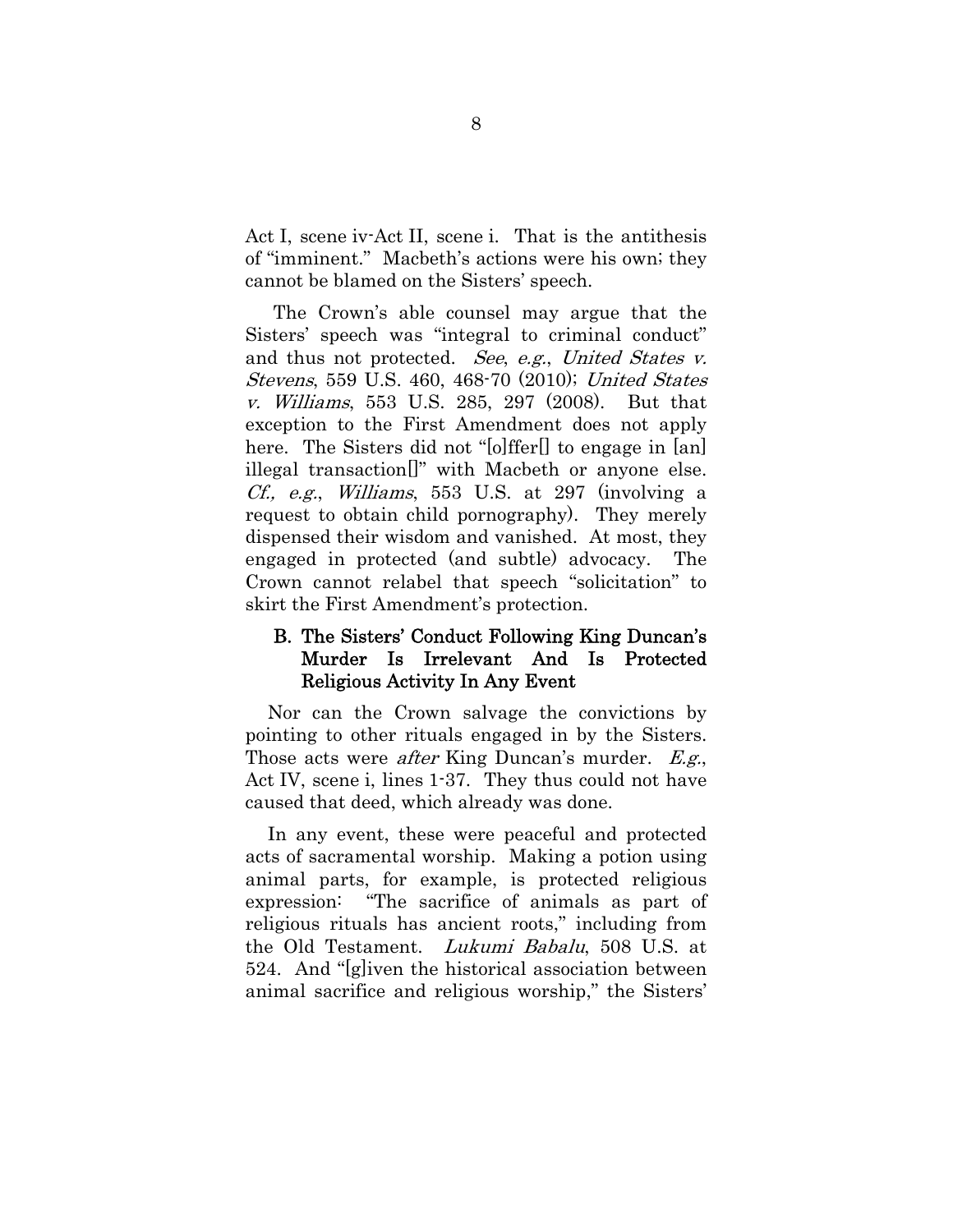Act I, scene iv-Act II, scene i. That is the antithesis of "imminent." Macbeth's actions were his own; they cannot be blamed on the Sisters' speech.

The Crown's able counsel may argue that the Sisters' speech was "integral to criminal conduct" and thus not protected. *See*, *e.g.*, *United States v. Stevens*, 559 U.S. 460, 468-70 (2010); *United States v. Williams*, 553 U.S. 285, 297 (2008). But that exception to the First Amendment does not apply here. The Sisters did not "[o]ffer[] to engage in [an] illegal transaction[]" with Macbeth or anyone else. *Cf., e.g.*, *Williams*, 553 U.S. at 297 (involving a request to obtain child pornography). They merely dispensed their wisdom and vanished. At most, they engaged in protected (and subtle) advocacy. The Crown cannot relabel that speech "solicitation" to skirt the First Amendment's protection.

### B. The Sisters' Conduct Following King Duncan's Murder Is Irrelevant And Is Protected Religious Activity In Any Event

Nor can the Crown salvage the convictions by pointing to other rituals engaged in by the Sisters. Those acts were *after* King Duncan's murder. *E.g.*, Act IV, scene i, lines 1-37. They thus could not have caused that deed, which already was done.

In any event, these were peaceful and protected acts of sacramental worship. Making a potion using animal parts, for example, is protected religious expression: "The sacrifice of animals as part of religious rituals has ancient roots," including from the Old Testament. *Lukumi Babalu*, 508 U.S. at 524. And "[g]iven the historical association between animal sacrifice and religious worship," the Sisters'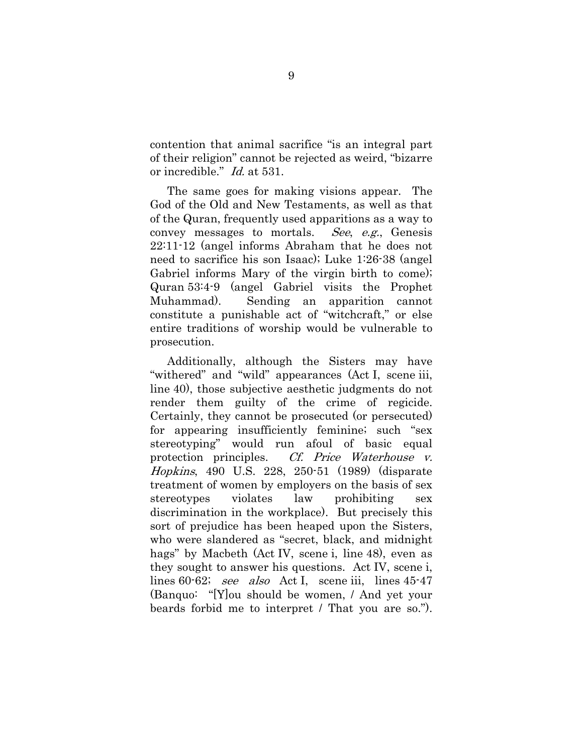contention that animal sacrifice "is an integral part of their religion" cannot be rejected as weird, "bizarre or incredible." *Id.* at 531.

The same goes for making visions appear. The God of the Old and New Testaments, as well as that of the Quran, frequently used apparitions as a way to convey messages to mortals. *See*, *e.g.*, Genesis 22:11-12 (angel informs Abraham that he does not need to sacrifice his son Isaac); Luke 1:26-38 (angel Gabriel informs Mary of the virgin birth to come); Quran 53:4-9 (angel Gabriel visits the Prophet Muhammad). Sending an apparition cannot constitute a punishable act of "witchcraft," or else entire traditions of worship would be vulnerable to prosecution.

Additionally, although the Sisters may have "withered" and "wild" appearances (Act I, scene iii, line 40), those subjective aesthetic judgments do not render them guilty of the crime of regicide. Certainly, they cannot be prosecuted (or persecuted) for appearing insufficiently feminine; such "sex stereotyping" would run afoul of basic equal protection principles. *Cf. Price Waterhouse v. Hopkins*, 490 U.S. 228, 250-51 (1989) (disparate treatment of women by employers on the basis of sex stereotypes violates law prohibiting sex discrimination in the workplace). But precisely this sort of prejudice has been heaped upon the Sisters, who were slandered as "secret, black, and midnight hags" by Macbeth (Act IV, scene i, line 48), even as they sought to answer his questions. Act IV, scene i, lines 60-62; *see also* Act I, scene iii, lines 45-47 (Banquo: "[Y]ou should be women, / And yet your beards forbid me to interpret / That you are so.").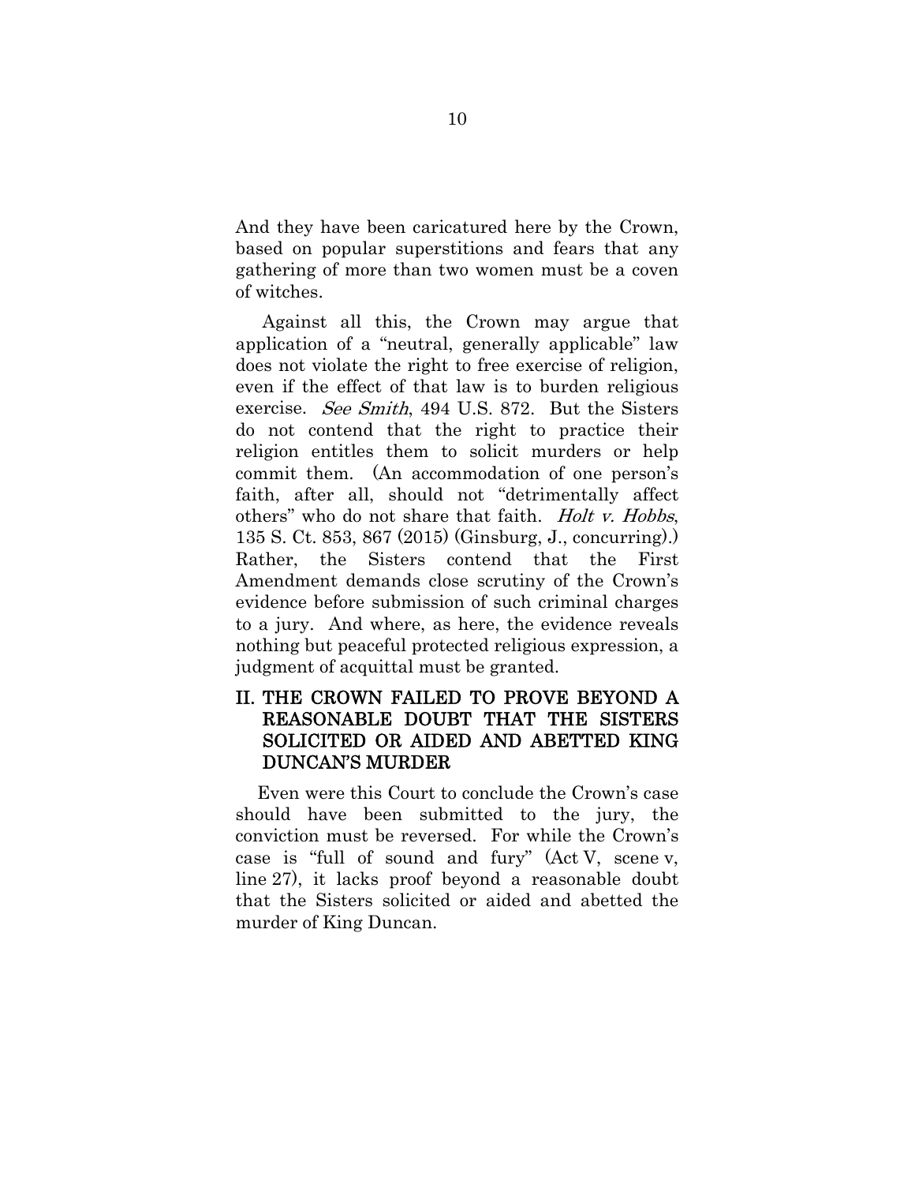And they have been caricatured here by the Crown, based on popular superstitions and fears that any gathering of more than two women must be a coven of witches.

Against all this, the Crown may argue that application of a "neutral, generally applicable" law does not violate the right to free exercise of religion, even if the effect of that law is to burden religious exercise. *See Smith*, 494 U.S. 872. But the Sisters do not contend that the right to practice their religion entitles them to solicit murders or help commit them. (An accommodation of one person's faith, after all, should not "detrimentally affect others" who do not share that faith. *Holt v. Hobbs*, 135 S. Ct. 853, 867 (2015) (Ginsburg, J., concurring).) Rather, the Sisters contend that the First Amendment demands close scrutiny of the Crown's evidence before submission of such criminal charges to a jury. And where, as here, the evidence reveals nothing but peaceful protected religious expression, a judgment of acquittal must be granted.

## II. THE CROWN FAILED TO PROVE BEYOND A REASONABLE DOUBT THAT THE SISTERS SOLICITED OR AIDED AND ABETTED KING DUNCAN'S MURDER

Even were this Court to conclude the Crown's case should have been submitted to the jury, the conviction must be reversed. For while the Crown's case is "full of sound and fury" (Act V, scene v, line 27), it lacks proof beyond a reasonable doubt that the Sisters solicited or aided and abetted the murder of King Duncan.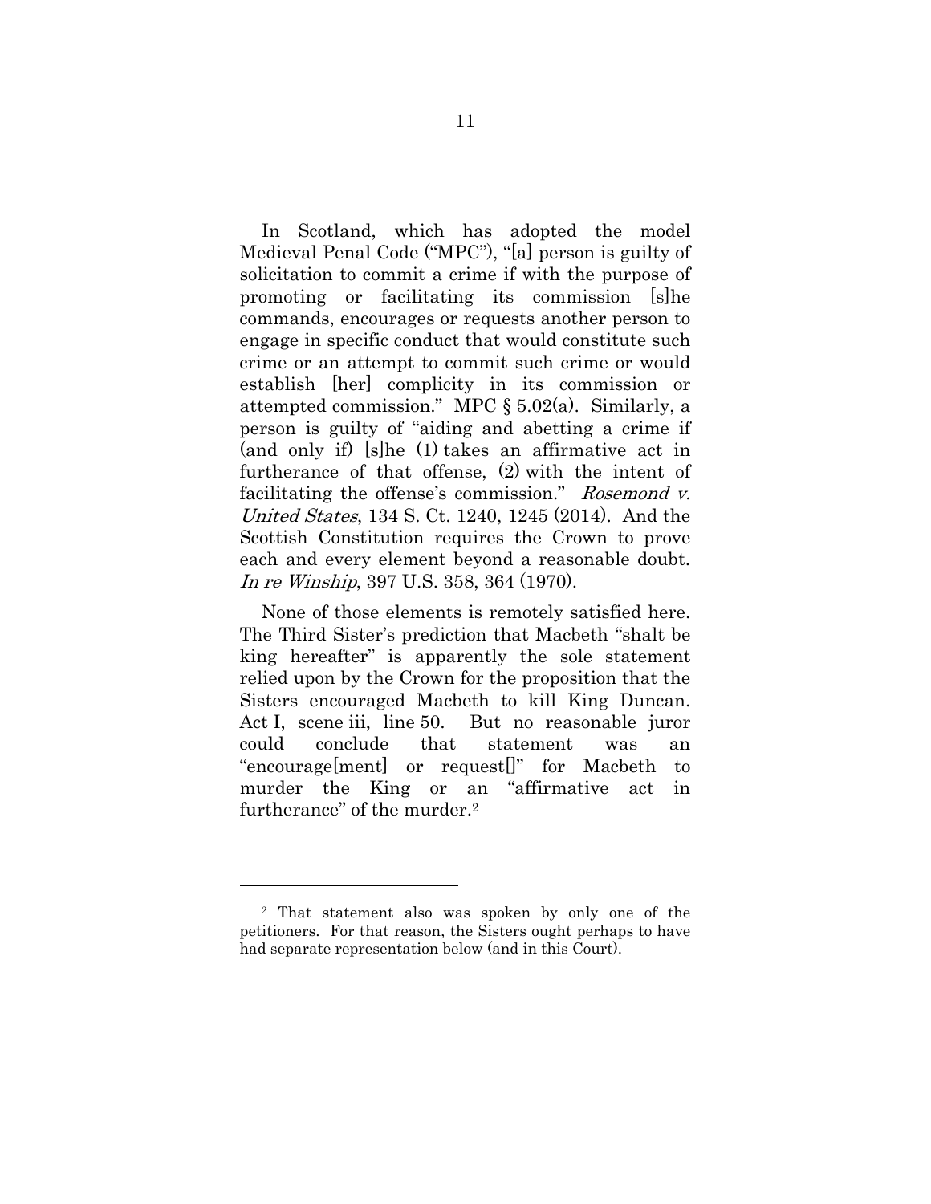In Scotland, which has adopted the model Medieval Penal Code ("MPC"), "[a] person is guilty of solicitation to commit a crime if with the purpose of promoting or facilitating its commission [s]he commands, encourages or requests another person to engage in specific conduct that would constitute such crime or an attempt to commit such crime or would establish [her] complicity in its commission or attempted commission." MPC § 5.02(a). Similarly, a person is guilty of "aiding and abetting a crime if (and only if) [s]he (1) takes an affirmative act in furtherance of that offense, (2) with the intent of facilitating the offense's commission." *Rosemond v. United States*, 134 S. Ct. 1240, 1245 (2014). And the Scottish Constitution requires the Crown to prove each and every element beyond a reasonable doubt. *In re Winship*, 397 U.S. 358, 364 (1970).

None of those elements is remotely satisfied here. The Third Sister's prediction that Macbeth "shalt be king hereafter" is apparently the sole statement relied upon by the Crown for the proposition that the Sisters encouraged Macbeth to kill King Duncan. Act I, scene iii, line 50. But no reasonable juror could conclude that statement was an "encourage[ment] or request[]" for Macbeth to murder the King or an "affirmative act in furtherance" of the murder.[2]

---

[2] That statement also was spoken by only one of the petitioners. For that reason, the Sisters ought perhaps to have had separate representation below (and in this Court).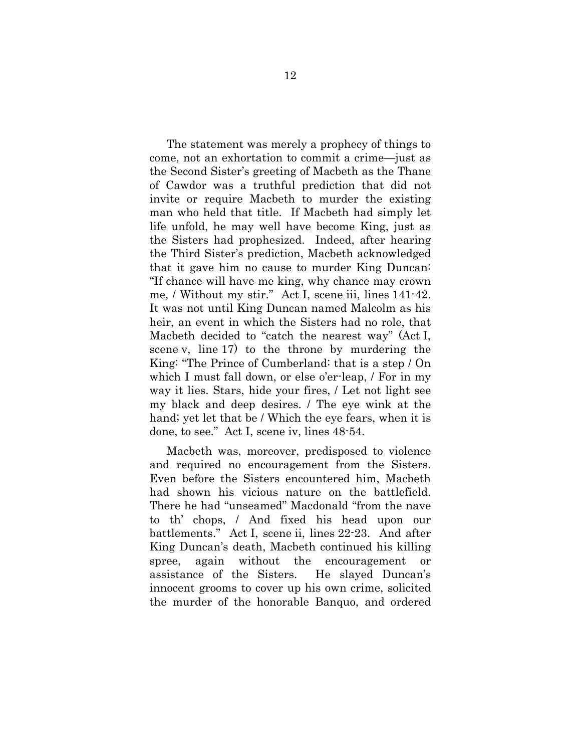The statement was merely a prophecy of things to come, not an exhortation to commit a crime—just as the Second Sister's greeting of Macbeth as the Thane of Cawdor was a truthful prediction that did not invite or require Macbeth to murder the existing man who held that title. If Macbeth had simply let life unfold, he may well have become King, just as the Sisters had prophesized. Indeed, after hearing the Third Sister's prediction, Macbeth acknowledged that it gave him no cause to murder King Duncan: "If chance will have me king, why chance may crown me, / Without my stir." Act I, scene iii, lines 141-42. It was not until King Duncan named Malcolm as his heir, an event in which the Sisters had no role, that Macbeth decided to "catch the nearest way" (Act I, scene v, line 17) to the throne by murdering the King: "The Prince of Cumberland: that is a step / On which I must fall down, or else o'er-leap, / For in my way it lies. Stars, hide your fires, / Let not light see my black and deep desires. / The eye wink at the hand; yet let that be / Which the eye fears, when it is done, to see." Act I, scene iv, lines 48-54.

Macbeth was, moreover, predisposed to violence and required no encouragement from the Sisters. Even before the Sisters encountered him, Macbeth had shown his vicious nature on the battlefield. There he had "unseamed" Macdonald "from the nave to th' chops, / And fixed his head upon our battlements." Act I, scene ii, lines 22-23. And after King Duncan's death, Macbeth continued his killing spree, again without the encouragement or assistance of the Sisters. He slayed Duncan's innocent grooms to cover up his own crime, solicited the murder of the honorable Banquo, and ordered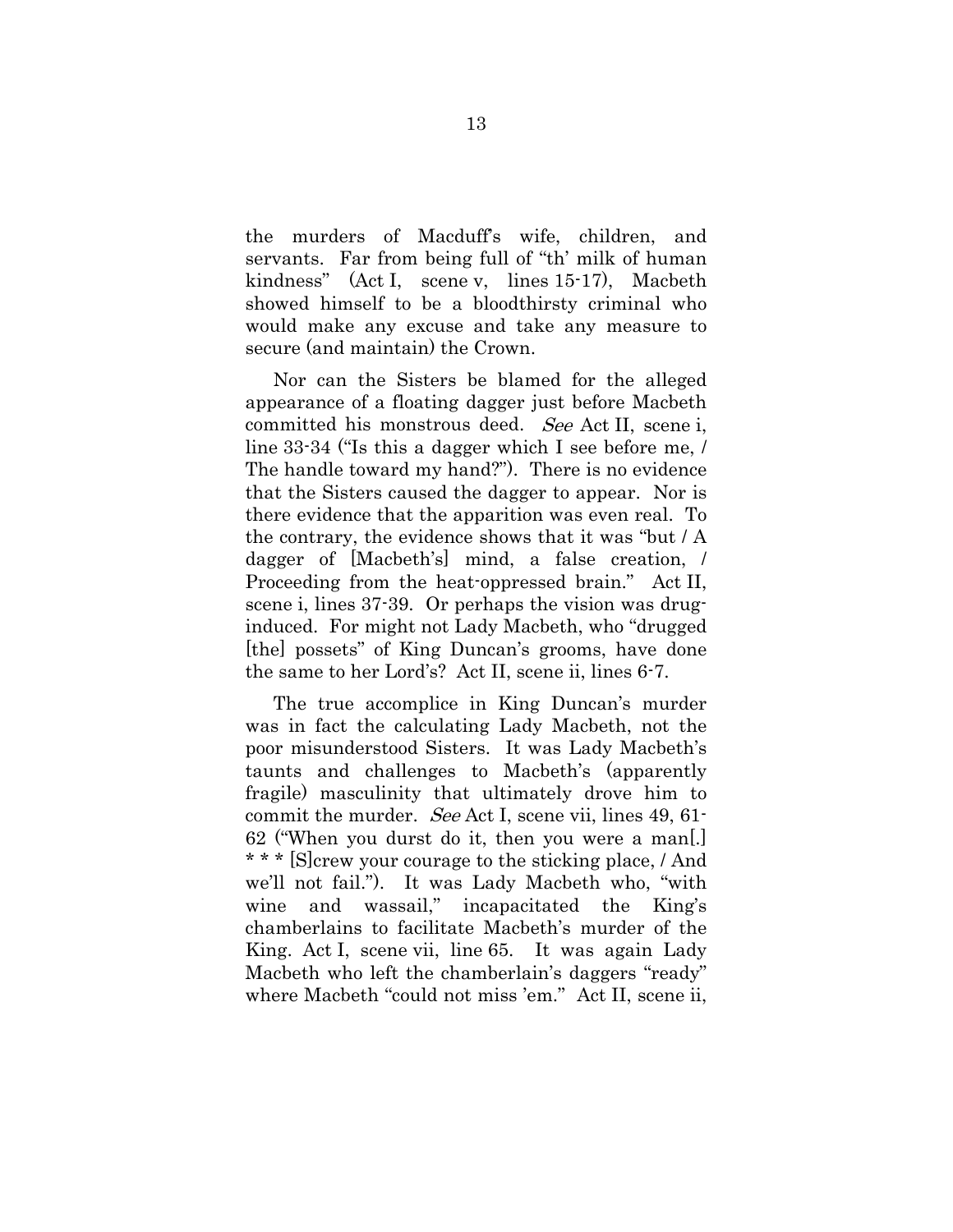the murders of Macduff's wife, children, and servants. Far from being full of "th' milk of human kindness" (Act I, scene v, lines 15-17), Macbeth showed himself to be a bloodthirsty criminal who would make any excuse and take any measure to secure (and maintain) the Crown.

Nor can the Sisters be blamed for the alleged appearance of a floating dagger just before Macbeth committed his monstrous deed. *See* Act II, scene i, line 33-34 ("Is this a dagger which I see before me, / The handle toward my hand?"). There is no evidence that the Sisters caused the dagger to appear. Nor is there evidence that the apparition was even real. To the contrary, the evidence shows that it was "but / A dagger of [Macbeth's] mind, a false creation, / Proceeding from the heat-oppressed brain." Act II, scene i, lines 37-39. Or perhaps the vision was drug-induced. For might not Lady Macbeth, who "drugged [the] possets" of King Duncan's grooms, have done the same to her Lord's? Act II, scene ii, lines 6-7.

The true accomplice in King Duncan's murder was in fact the calculating Lady Macbeth, not the poor misunderstood Sisters. It was Lady Macbeth's taunts and challenges to Macbeth's (apparently fragile) masculinity that ultimately drove him to commit the murder. *See* Act I, scene vii, lines 49, 61-62 ("When you durst do it, then you were a man[.] * * * [S]crew your courage to the sticking place, / And we'll not fail."). It was Lady Macbeth who, "with wine and wassail," incapacitated the King's chamberlains to facilitate Macbeth's murder of the King. Act I, scene vii, line 65. It was again Lady Macbeth who left the chamberlain's daggers "ready" where Macbeth "could not miss 'em." Act II, scene ii,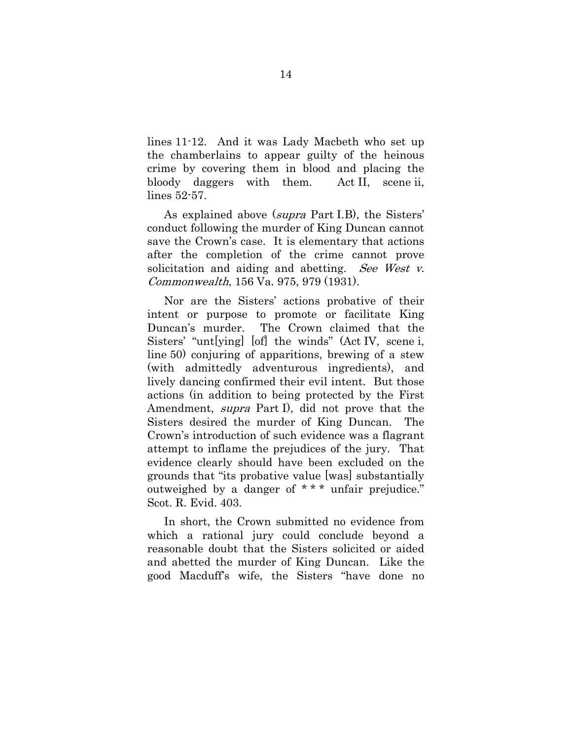lines 11-12. And it was Lady Macbeth who set up the chamberlains to appear guilty of the heinous crime by covering them in blood and placing the bloody daggers with them. Act II, scene ii, lines 52-57.

As explained above (*supra* Part I.B), the Sisters' conduct following the murder of King Duncan cannot save the Crown's case. It is elementary that actions after the completion of the crime cannot prove solicitation and aiding and abetting. *See West v. Commonwealth*, 156 Va. 975, 979 (1931).

Nor are the Sisters' actions probative of their intent or purpose to promote or facilitate King Duncan's murder. The Crown claimed that the Sisters' "unt[ying] [of] the winds" (Act IV, scene i, line 50) conjuring of apparitions, brewing of a stew (with admittedly adventurous ingredients), and lively dancing confirmed their evil intent. But those actions (in addition to being protected by the First Amendment, *supra* Part I), did not prove that the Sisters desired the murder of King Duncan. The Crown's introduction of such evidence was a flagrant attempt to inflame the prejudices of the jury. That evidence clearly should have been excluded on the grounds that "its probative value [was] substantially outweighed by a danger of * * * unfair prejudice." Scot. R. Evid. 403.

In short, the Crown submitted no evidence from which a rational jury could conclude beyond a reasonable doubt that the Sisters solicited or aided and abetted the murder of King Duncan. Like the good Macduff's wife, the Sisters "have done no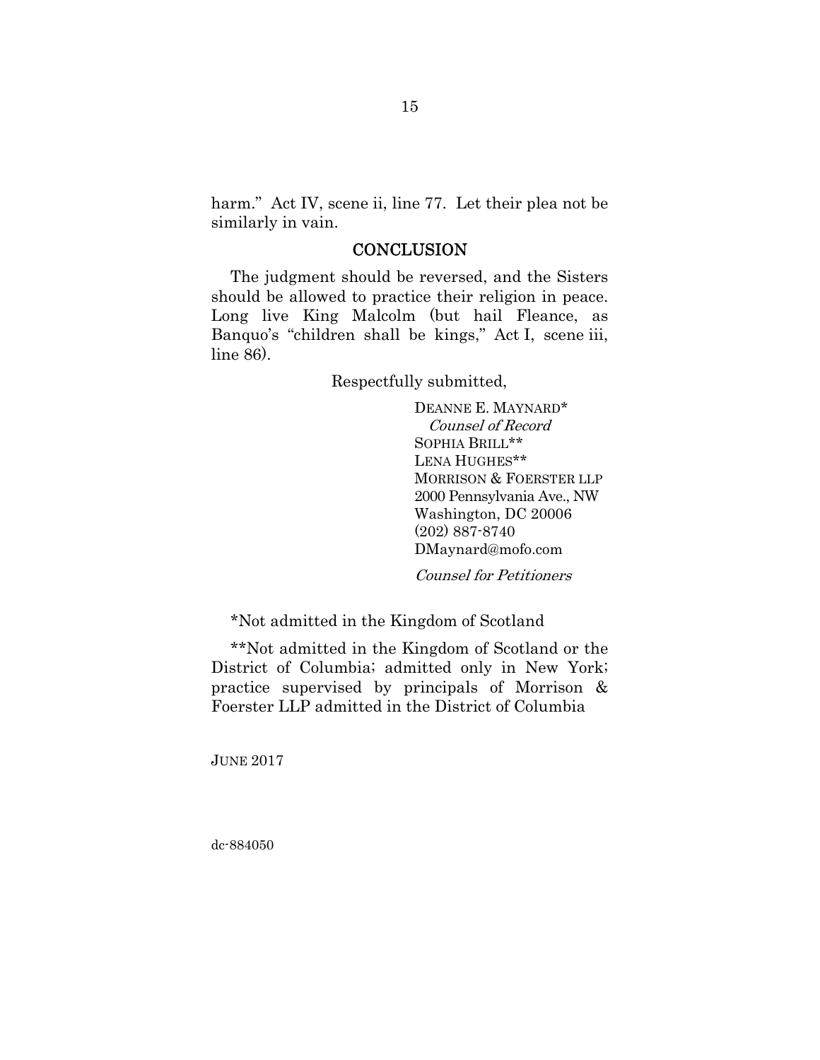harm." Act IV, scene ii, line 77. Let their plea not be similarly in vain.

## CONCLUSION

The judgment should be reversed, and the Sisters should be allowed to practice their religion in peace. Long live King Malcolm (but hail Fleance, as Banquo's "children shall be kings," Act I, scene iii, line 86).

Respectfully submitted,

DEANNE E. MAYNARD*
*Counsel of Record*
SOPHIA BRILL**
LENA HUGHES**
MORRISON & FOERSTER LLP
2000 Pennsylvania Ave., NW
Washington, DC 20006
(202) 887-8740
DMaynard@mofo.com

*Counsel for Petitioners*

*Not admitted in the Kingdom of Scotland

**Not admitted in the Kingdom of Scotland or the District of Columbia; admitted only in New York; practice supervised by principals of Morrison & Foerster LLP admitted in the District of Columbia

JUNE 2017

dc-884050